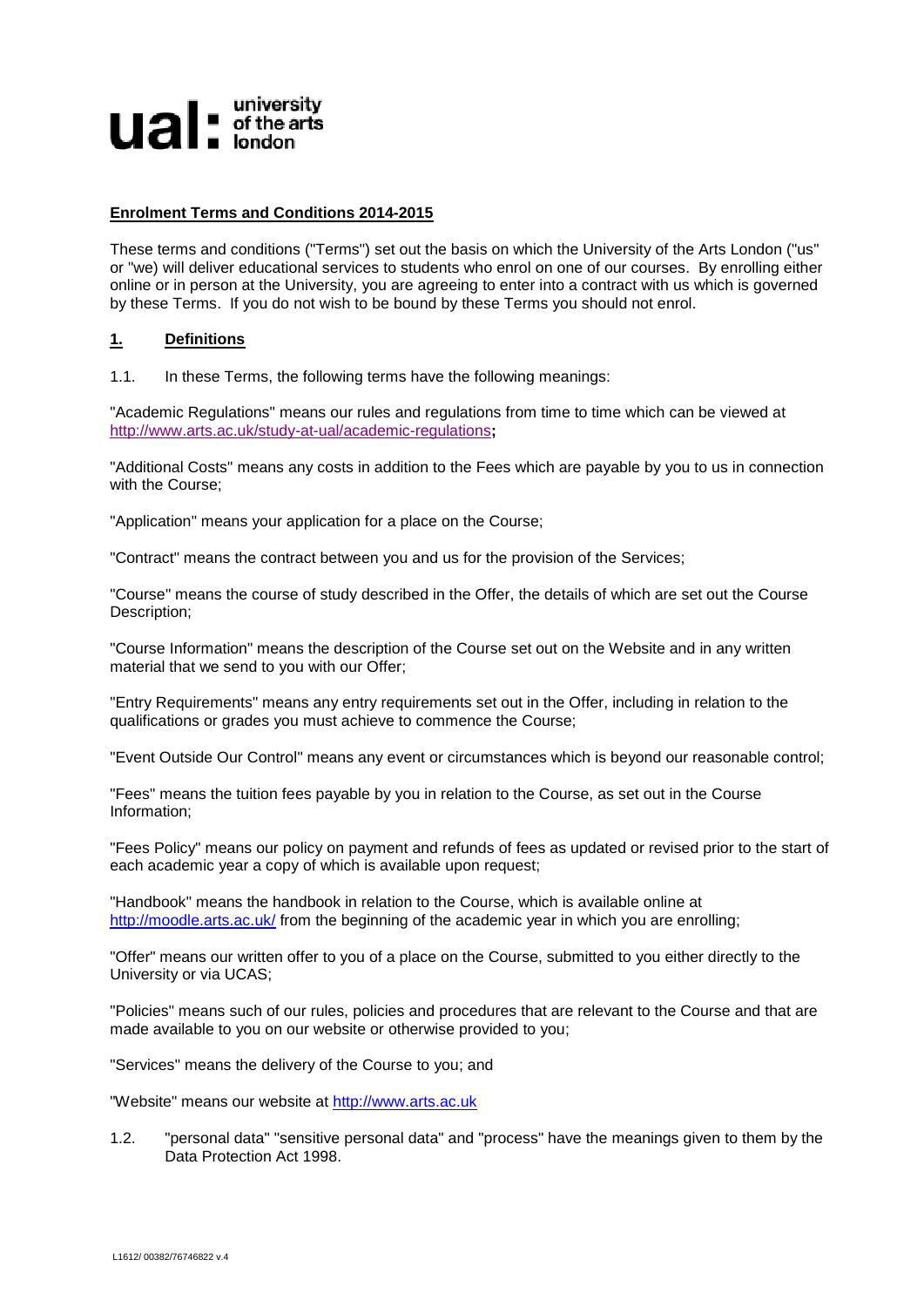ual: university of the arts london

**Enrolment Terms and Conditions 2014-2015**

These terms and conditions ("Terms") set out the basis on which the University of the Arts London ("us" or "we) will deliver educational services to students who enrol on one of our courses. By enrolling either online or in person at the University, you are agreeing to enter into a contract with us which is governed by these Terms. If you do not wish to be bound by these Terms you should not enrol.

## 1. Definitions

1.1. In these Terms, the following terms have the following meanings:

"Academic Regulations" means our rules and regulations from time to time which can be viewed at http://www.arts.ac.uk/study-at-ual/academic-regulations**;**

"Additional Costs" means any costs in addition to the Fees which are payable by you to us in connection with the Course;

"Application" means your application for a place on the Course;

"Contract" means the contract between you and us for the provision of the Services;

"Course" means the course of study described in the Offer, the details of which are set out the Course Description;

"Course Information" means the description of the Course set out on the Website and in any written material that we send to you with our Offer;

"Entry Requirements" means any entry requirements set out in the Offer, including in relation to the qualifications or grades you must achieve to commence the Course;

"Event Outside Our Control" means any event or circumstances which is beyond our reasonable control;

"Fees" means the tuition fees payable by you in relation to the Course, as set out in the Course Information;

"Fees Policy" means our policy on payment and refunds of fees as updated or revised prior to the start of each academic year a copy of which is available upon request;

"Handbook" means the handbook in relation to the Course, which is available online at http://moodle.arts.ac.uk/ from the beginning of the academic year in which you are enrolling;

"Offer" means our written offer to you of a place on the Course, submitted to you either directly to the University or via UCAS;

"Policies" means such of our rules, policies and procedures that are relevant to the Course and that are made available to you on our website or otherwise provided to you;

"Services" means the delivery of the Course to you; and

"Website" means our website at http://www.arts.ac.uk

1.2. "personal data" "sensitive personal data" and "process" have the meanings given to them by the Data Protection Act 1998.

L1612/ 00382/76746822 v.4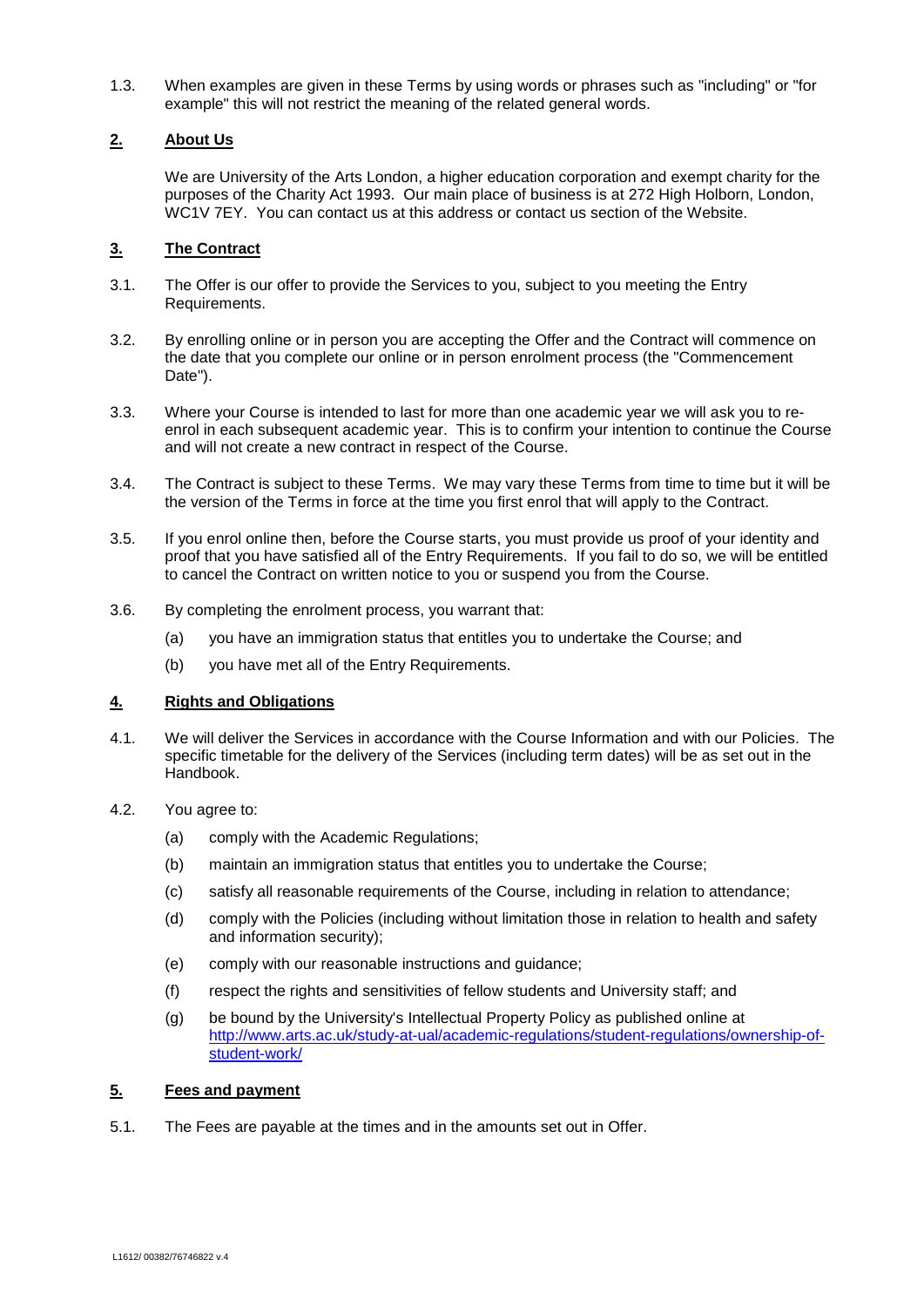1.3. When examples are given in these Terms by using words or phrases such as "including" or "for example" this will not restrict the meaning of the related general words.

## 2. About Us

We are University of the Arts London, a higher education corporation and exempt charity for the purposes of the Charity Act 1993. Our main place of business is at 272 High Holborn, London, WC1V 7EY. You can contact us at this address or contact us section of the Website.

## 3. The Contract

3.1. The Offer is our offer to provide the Services to you, subject to you meeting the Entry Requirements.

3.2. By enrolling online or in person you are accepting the Offer and the Contract will commence on the date that you complete our online or in person enrolment process (the "Commencement Date").

3.3. Where your Course is intended to last for more than one academic year we will ask you to re-enrol in each subsequent academic year. This is to confirm your intention to continue the Course and will not create a new contract in respect of the Course.

3.4. The Contract is subject to these Terms. We may vary these Terms from time to time but it will be the version of the Terms in force at the time you first enrol that will apply to the Contract.

3.5. If you enrol online then, before the Course starts, you must provide us proof of your identity and proof that you have satisfied all of the Entry Requirements. If you fail to do so, we will be entitled to cancel the Contract on written notice to you or suspend you from the Course.

3.6. By completing the enrolment process, you warrant that:

(a) you have an immigration status that entitles you to undertake the Course; and

(b) you have met all of the Entry Requirements.

## 4. Rights and Obligations

4.1. We will deliver the Services in accordance with the Course Information and with our Policies. The specific timetable for the delivery of the Services (including term dates) will be as set out in the Handbook.

4.2. You agree to:

(a) comply with the Academic Regulations;

(b) maintain an immigration status that entitles you to undertake the Course;

(c) satisfy all reasonable requirements of the Course, including in relation to attendance;

(d) comply with the Policies (including without limitation those in relation to health and safety and information security);

(e) comply with our reasonable instructions and guidance;

(f) respect the rights and sensitivities of fellow students and University staff; and

(g) be bound by the University's Intellectual Property Policy as published online at http://www.arts.ac.uk/study-at-ual/academic-regulations/student-regulations/ownership-of-student-work/

## 5. Fees and payment

5.1. The Fees are payable at the times and in the amounts set out in Offer.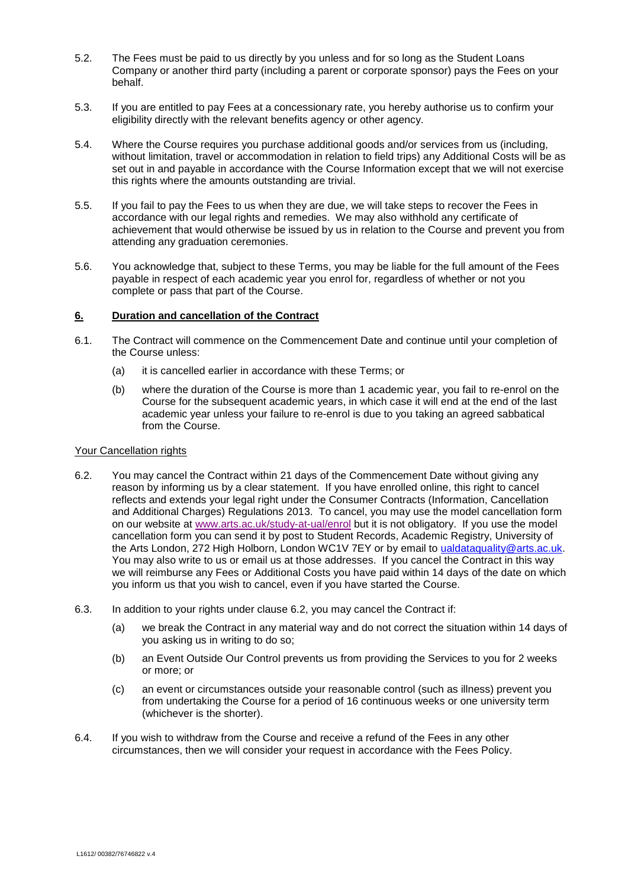5.2. The Fees must be paid to us directly by you unless and for so long as the Student Loans Company or another third party (including a parent or corporate sponsor) pays the Fees on your behalf.

5.3. If you are entitled to pay Fees at a concessionary rate, you hereby authorise us to confirm your eligibility directly with the relevant benefits agency or other agency.

5.4. Where the Course requires you purchase additional goods and/or services from us (including, without limitation, travel or accommodation in relation to field trips) any Additional Costs will be as set out in and payable in accordance with the Course Information except that we will not exercise this rights where the amounts outstanding are trivial.

5.5. If you fail to pay the Fees to us when they are due, we will take steps to recover the Fees in accordance with our legal rights and remedies. We may also withhold any certificate of achievement that would otherwise be issued by us in relation to the Course and prevent you from attending any graduation ceremonies.

5.6. You acknowledge that, subject to these Terms, you may be liable for the full amount of the Fees payable in respect of each academic year you enrol for, regardless of whether or not you complete or pass that part of the Course.

## 6. Duration and cancellation of the Contract

6.1. The Contract will commence on the Commencement Date and continue until your completion of the Course unless:

(a) it is cancelled earlier in accordance with these Terms; or

(b) where the duration of the Course is more than 1 academic year, you fail to re-enrol on the Course for the subsequent academic years, in which case it will end at the end of the last academic year unless your failure to re-enrol is due to you taking an agreed sabbatical from the Course.

### Your Cancellation rights

6.2. You may cancel the Contract within 21 days of the Commencement Date without giving any reason by informing us by a clear statement. If you have enrolled online, this right to cancel reflects and extends your legal right under the Consumer Contracts (Information, Cancellation and Additional Charges) Regulations 2013. To cancel, you may use the model cancellation form on our website at www.arts.ac.uk/study-at-ual/enrol but it is not obligatory. If you use the model cancellation form you can send it by post to Student Records, Academic Registry, University of the Arts London, 272 High Holborn, London WC1V 7EY or by email to ualdataquality@arts.ac.uk. You may also write to us or email us at those addresses. If you cancel the Contract in this way we will reimburse any Fees or Additional Costs you have paid within 14 days of the date on which you inform us that you wish to cancel, even if you have started the Course.

6.3. In addition to your rights under clause 6.2, you may cancel the Contract if:

(a) we break the Contract in any material way and do not correct the situation within 14 days of you asking us in writing to do so;

(b) an Event Outside Our Control prevents us from providing the Services to you for 2 weeks or more; or

(c) an event or circumstances outside your reasonable control (such as illness) prevent you from undertaking the Course for a period of 16 continuous weeks or one university term (whichever is the shorter).

6.4. If you wish to withdraw from the Course and receive a refund of the Fees in any other circumstances, then we will consider your request in accordance with the Fees Policy.

L1612/ 00382/76746822 v.4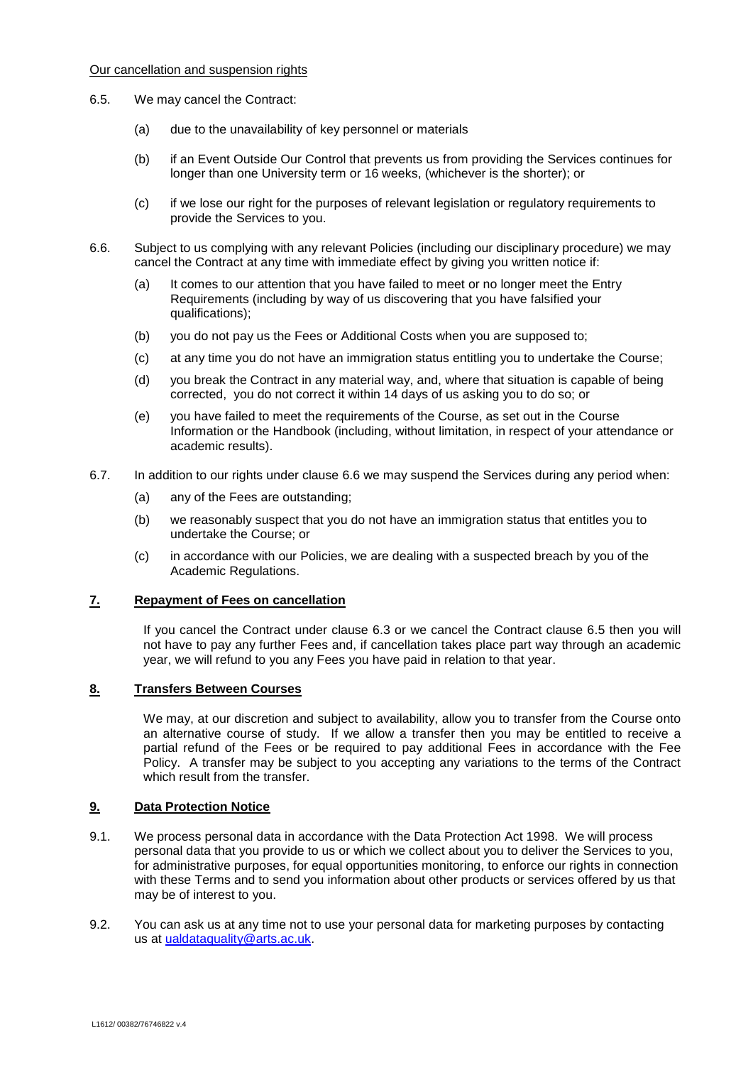Our cancellation and suspension rights

6.5. We may cancel the Contract:

(a) due to the unavailability of key personnel or materials

(b) if an Event Outside Our Control that prevents us from providing the Services continues for longer than one University term or 16 weeks, (whichever is the shorter); or

(c) if we lose our right for the purposes of relevant legislation or regulatory requirements to provide the Services to you.

6.6. Subject to us complying with any relevant Policies (including our disciplinary procedure) we may cancel the Contract at any time with immediate effect by giving you written notice if:

(a) It comes to our attention that you have failed to meet or no longer meet the Entry Requirements (including by way of us discovering that you have falsified your qualifications);

(b) you do not pay us the Fees or Additional Costs when you are supposed to;

(c) at any time you do not have an immigration status entitling you to undertake the Course;

(d) you break the Contract in any material way, and, where that situation is capable of being corrected, you do not correct it within 14 days of us asking you to do so; or

(e) you have failed to meet the requirements of the Course, as set out in the Course Information or the Handbook (including, without limitation, in respect of your attendance or academic results).

6.7. In addition to our rights under clause 6.6 we may suspend the Services during any period when:

(a) any of the Fees are outstanding;

(b) we reasonably suspect that you do not have an immigration status that entitles you to undertake the Course; or

(c) in accordance with our Policies, we are dealing with a suspected breach by you of the Academic Regulations.

## 7. Repayment of Fees on cancellation

If you cancel the Contract under clause 6.3 or we cancel the Contract clause 6.5 then you will not have to pay any further Fees and, if cancellation takes place part way through an academic year, we will refund to you any Fees you have paid in relation to that year.

## 8. Transfers Between Courses

We may, at our discretion and subject to availability, allow you to transfer from the Course onto an alternative course of study. If we allow a transfer then you may be entitled to receive a partial refund of the Fees or be required to pay additional Fees in accordance with the Fee Policy. A transfer may be subject to you accepting any variations to the terms of the Contract which result from the transfer.

## 9. Data Protection Notice

9.1. We process personal data in accordance with the Data Protection Act 1998. We will process personal data that you provide to us or which we collect about you to deliver the Services to you, for administrative purposes, for equal opportunities monitoring, to enforce our rights in connection with these Terms and to send you information about other products or services offered by us that may be of interest to you.

9.2. You can ask us at any time not to use your personal data for marketing purposes by contacting us at ualdataquality@arts.ac.uk.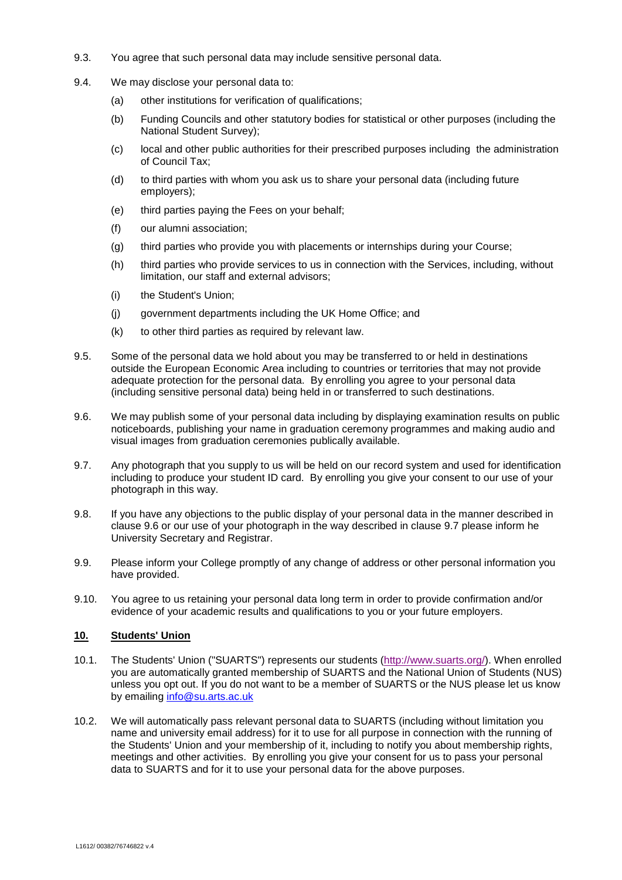9.3. You agree that such personal data may include sensitive personal data.

9.4. We may disclose your personal data to:

(a) other institutions for verification of qualifications;

(b) Funding Councils and other statutory bodies for statistical or other purposes (including the National Student Survey);

(c) local and other public authorities for their prescribed purposes including the administration of Council Tax;

(d) to third parties with whom you ask us to share your personal data (including future employers);

(e) third parties paying the Fees on your behalf;

(f) our alumni association;

(g) third parties who provide you with placements or internships during your Course;

(h) third parties who provide services to us in connection with the Services, including, without limitation, our staff and external advisors;

(i) the Student's Union;

(j) government departments including the UK Home Office; and

(k) to other third parties as required by relevant law.

9.5. Some of the personal data we hold about you may be transferred to or held in destinations outside the European Economic Area including to countries or territories that may not provide adequate protection for the personal data. By enrolling you agree to your personal data (including sensitive personal data) being held in or transferred to such destinations.

9.6. We may publish some of your personal data including by displaying examination results on public noticeboards, publishing your name in graduation ceremony programmes and making audio and visual images from graduation ceremonies publically available.

9.7. Any photograph that you supply to us will be held on our record system and used for identification including to produce your student ID card. By enrolling you give your consent to our use of your photograph in this way.

9.8. If you have any objections to the public display of your personal data in the manner described in clause 9.6 or our use of your photograph in the way described in clause 9.7 please inform he University Secretary and Registrar.

9.9. Please inform your College promptly of any change of address or other personal information you have provided.

9.10. You agree to us retaining your personal data long term in order to provide confirmation and/or evidence of your academic results and qualifications to you or your future employers.

## 10. Students' Union

10.1. The Students' Union ("SUARTS") represents our students (http://www.suarts.org/). When enrolled you are automatically granted membership of SUARTS and the National Union of Students (NUS) unless you opt out. If you do not want to be a member of SUARTS or the NUS please let us know by emailing info@su.arts.ac.uk

10.2. We will automatically pass relevant personal data to SUARTS (including without limitation you name and university email address) for it to use for all purpose in connection with the running of the Students' Union and your membership of it, including to notify you about membership rights, meetings and other activities. By enrolling you give your consent for us to pass your personal data to SUARTS and for it to use your personal data for the above purposes.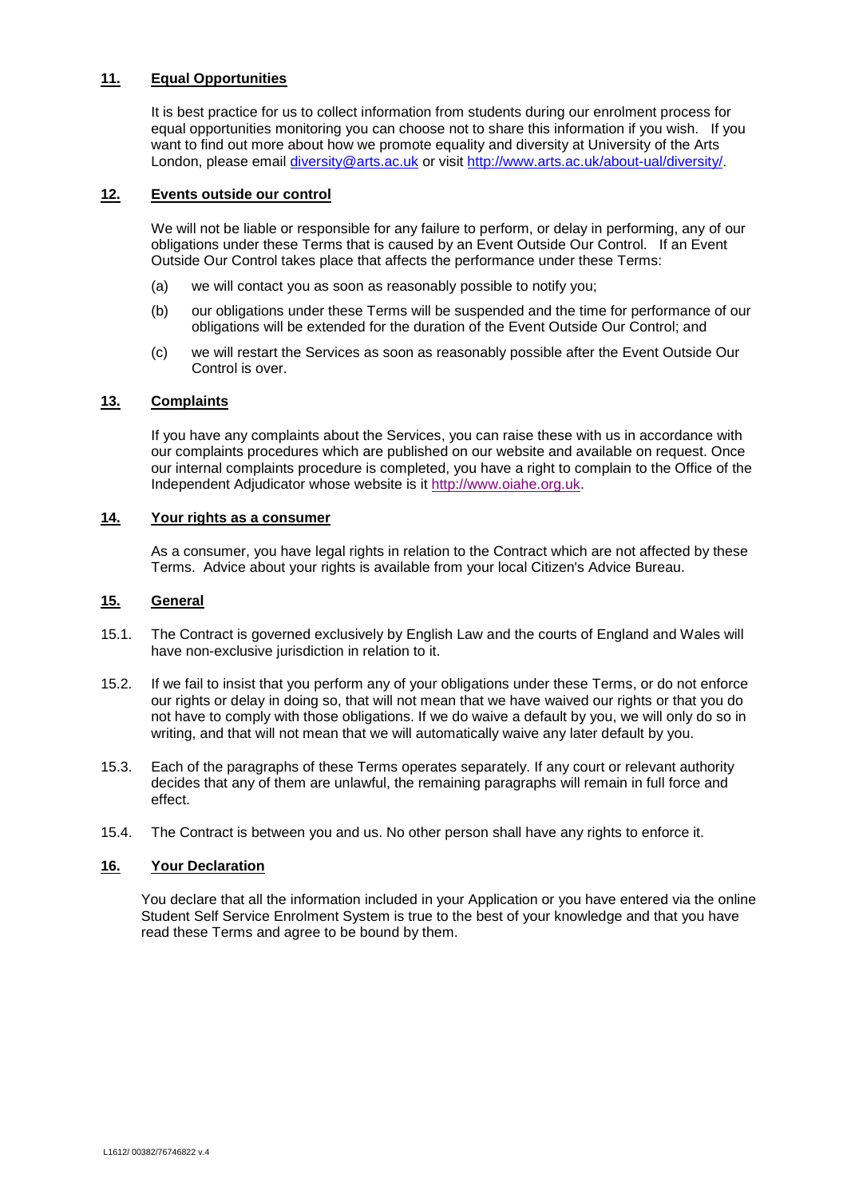## 11. Equal Opportunities

It is best practice for us to collect information from students during our enrolment process for equal opportunities monitoring you can choose not to share this information if you wish. If you want to find out more about how we promote equality and diversity at University of the Arts London, please email diversity@arts.ac.uk or visit http://www.arts.ac.uk/about-ual/diversity/.

## 12. Events outside our control

We will not be liable or responsible for any failure to perform, or delay in performing, any of our obligations under these Terms that is caused by an Event Outside Our Control. If an Event Outside Our Control takes place that affects the performance under these Terms:

(a) we will contact you as soon as reasonably possible to notify you;

(b) our obligations under these Terms will be suspended and the time for performance of our obligations will be extended for the duration of the Event Outside Our Control; and

(c) we will restart the Services as soon as reasonably possible after the Event Outside Our Control is over.

## 13. Complaints

If you have any complaints about the Services, you can raise these with us in accordance with our complaints procedures which are published on our website and available on request. Once our internal complaints procedure is completed, you have a right to complain to the Office of the Independent Adjudicator whose website is it http://www.oiahe.org.uk.

## 14. Your rights as a consumer

As a consumer, you have legal rights in relation to the Contract which are not affected by these Terms. Advice about your rights is available from your local Citizen's Advice Bureau.

## 15. General

15.1. The Contract is governed exclusively by English Law and the courts of England and Wales will have non-exclusive jurisdiction in relation to it.

15.2. If we fail to insist that you perform any of your obligations under these Terms, or do not enforce our rights or delay in doing so, that will not mean that we have waived our rights or that you do not have to comply with those obligations. If we do waive a default by you, we will only do so in writing, and that will not mean that we will automatically waive any later default by you.

15.3. Each of the paragraphs of these Terms operates separately. If any court or relevant authority decides that any of them are unlawful, the remaining paragraphs will remain in full force and effect.

15.4. The Contract is between you and us. No other person shall have any rights to enforce it.

## 16. Your Declaration

You declare that all the information included in your Application or you have entered via the online Student Self Service Enrolment System is true to the best of your knowledge and that you have read these Terms and agree to be bound by them.

L1612/ 00382/76746822 v.4